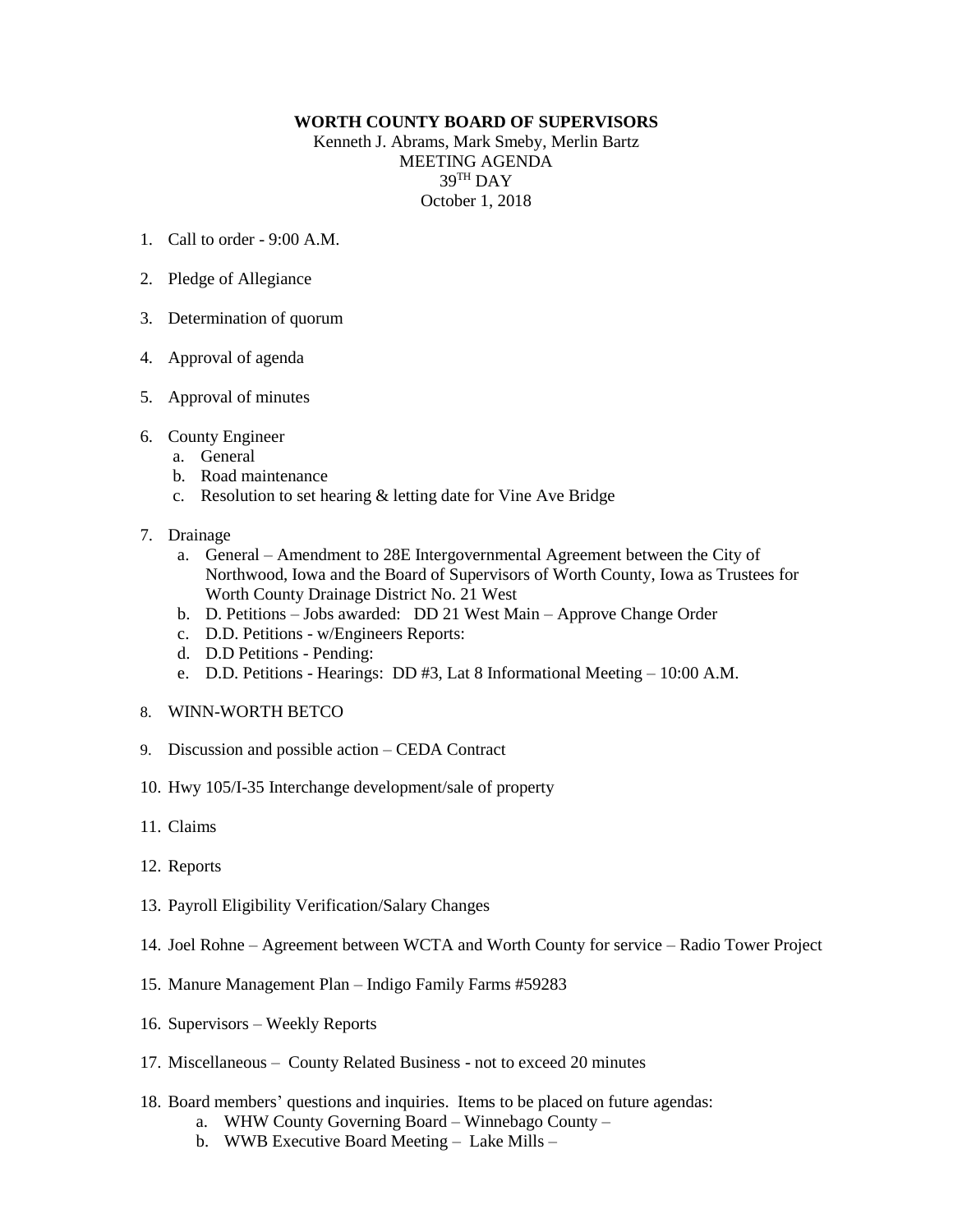**WORTH COUNTY BOARD OF SUPERVISORS**

Kenneth J. Abrams, Mark Smeby, Merlin Bartz
MEETING AGENDA
39TH DAY
October 1, 2018

1. Call to order - 9:00 A.M.

2. Pledge of Allegiance

3. Determination of quorum

4. Approval of agenda

5. Approval of minutes

6. County Engineer
   a. General
   b. Road maintenance
   c. Resolution to set hearing & letting date for Vine Ave Bridge

7. Drainage
   a. General – Amendment to 28E Intergovernmental Agreement between the City of Northwood, Iowa and the Board of Supervisors of Worth County, Iowa as Trustees for Worth County Drainage District No. 21 West
   b. D. Petitions – Jobs awarded: DD 21 West Main – Approve Change Order
   c. D.D. Petitions - w/Engineers Reports:
   d. D.D Petitions - Pending:
   e. D.D. Petitions - Hearings: DD #3, Lat 8 Informational Meeting – 10:00 A.M.

8. WINN-WORTH BETCO

9. Discussion and possible action – CEDA Contract

10. Hwy 105/I-35 Interchange development/sale of property

11. Claims

12. Reports

13. Payroll Eligibility Verification/Salary Changes

14. Joel Rohne – Agreement between WCTA and Worth County for service – Radio Tower Project

15. Manure Management Plan – Indigo Family Farms #59283

16. Supervisors – Weekly Reports

17. Miscellaneous – County Related Business - not to exceed 20 minutes

18. Board members' questions and inquiries. Items to be placed on future agendas:
    a. WHW County Governing Board – Winnebago County –
    b. WWB Executive Board Meeting – Lake Mills –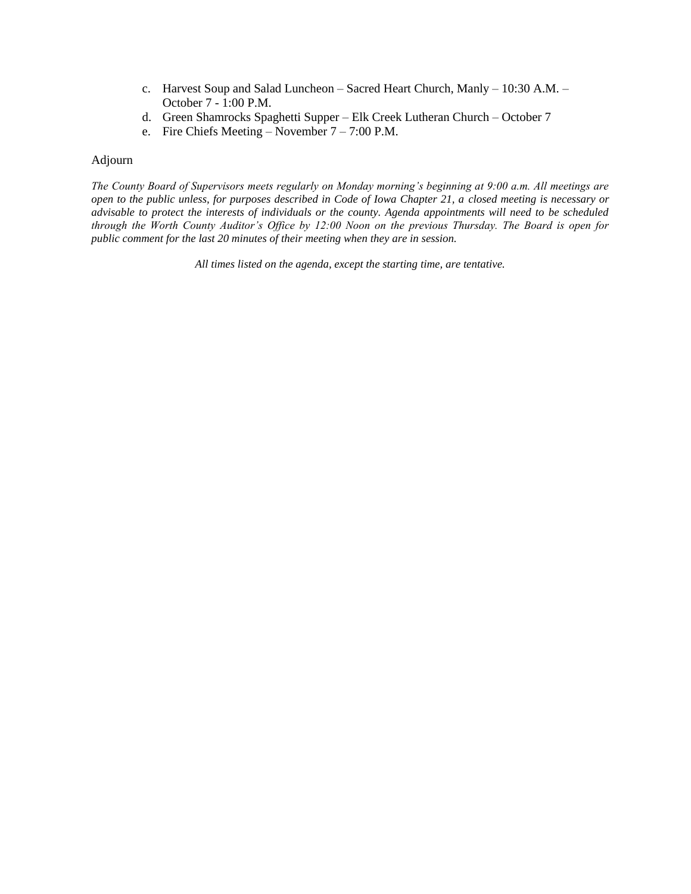c. Harvest Soup and Salad Luncheon – Sacred Heart Church, Manly – 10:30 A.M. – October 7 - 1:00 P.M.
d. Green Shamrocks Spaghetti Supper – Elk Creek Lutheran Church – October 7
e. Fire Chiefs Meeting – November 7 – 7:00 P.M.

Adjourn

*The County Board of Supervisors meets regularly on Monday morning's beginning at 9:00 a.m. All meetings are open to the public unless, for purposes described in Code of Iowa Chapter 21, a closed meeting is necessary or advisable to protect the interests of individuals or the county. Agenda appointments will need to be scheduled through the Worth County Auditor's Office by 12:00 Noon on the previous Thursday. The Board is open for public comment for the last 20 minutes of their meeting when they are in session.*

*All times listed on the agenda, except the starting time, are tentative.*